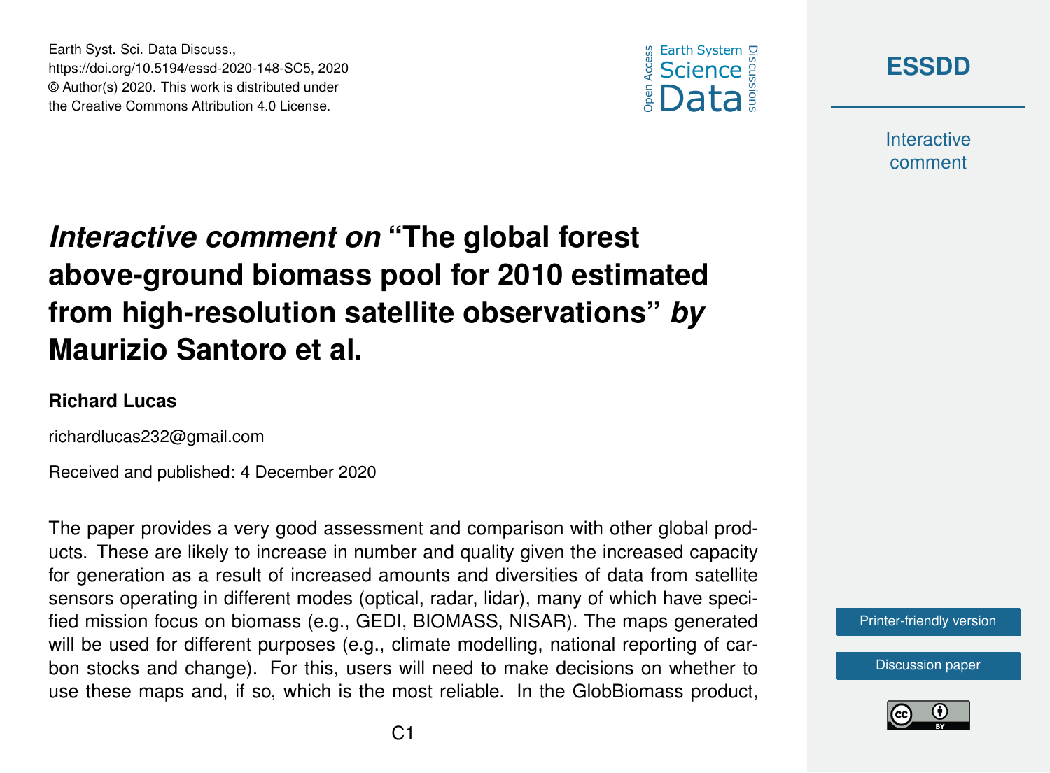# *Interactive comment on* "The global forest above-ground biomass pool for 2010 estimated from high-resolution satellite observations" *by* Maurizio Santoro et al.

**Richard Lucas**

richardlucas232@gmail.com

Received and published: 4 December 2020

The paper provides a very good assessment and comparison with other global products. These are likely to increase in number and quality given the increased capacity for generation as a result of increased amounts and diversities of data from satellite sensors operating in different modes (optical, radar, lidar), many of which have specified mission focus on biomass (e.g., GEDI, BIOMASS, NISAR). The maps generated will be used for different purposes (e.g., climate modelling, national reporting of carbon stocks and change). For this, users will need to make decisions on whether to use these maps and, if so, which is the most reliable. In the GlobBiomass product,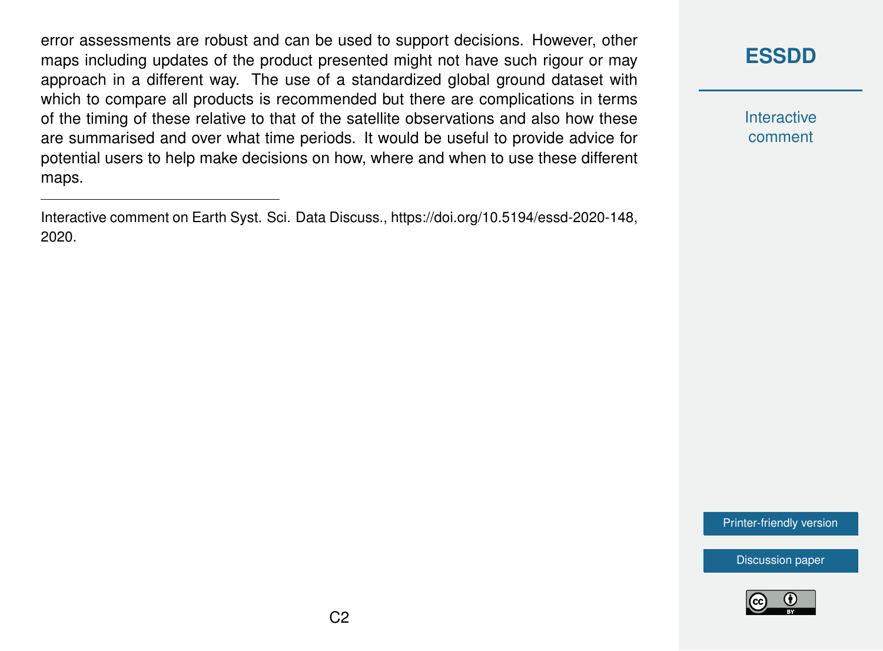error assessments are robust and can be used to support decisions. However, other maps including updates of the product presented might not have such rigour or may approach in a different way. The use of a standardized global ground dataset with which to compare all products is recommended but there are complications in terms of the timing of these relative to that of the satellite observations and also how these are summarised and over what time periods. It would be useful to provide advice for potential users to help make decisions on how, where and when to use these different maps.

---

Interactive comment on Earth Syst. Sci. Data Discuss., https://doi.org/10.5194/essd-2020-148, 2020.